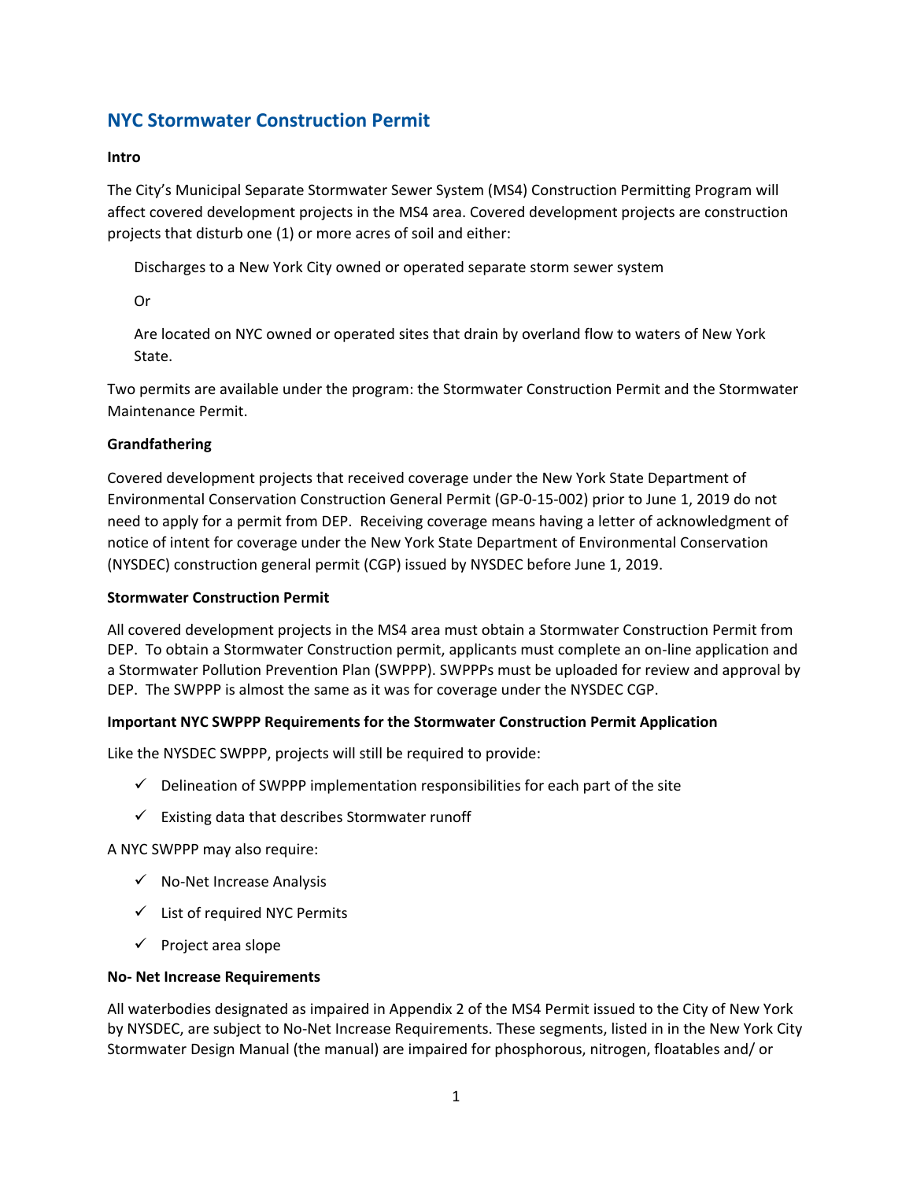# NYC Stormwater Construction Permit

**Intro**

The City's Municipal Separate Stormwater Sewer System (MS4) Construction Permitting Program will affect covered development projects in the MS4 area. Covered development projects are construction projects that disturb one (1) or more acres of soil and either:

> Discharges to a New York City owned or operated separate storm sewer system
>
> Or
>
> Are located on NYC owned or operated sites that drain by overland flow to waters of New York State.

Two permits are available under the program: the Stormwater Construction Permit and the Stormwater Maintenance Permit.

**Grandfathering**

Covered development projects that received coverage under the New York State Department of Environmental Conservation Construction General Permit (GP-0-15-002) prior to June 1, 2019 do not need to apply for a permit from DEP. Receiving coverage means having a letter of acknowledgment of notice of intent for coverage under the New York State Department of Environmental Conservation (NYSDEC) construction general permit (CGP) issued by NYSDEC before June 1, 2019.

**Stormwater Construction Permit**

All covered development projects in the MS4 area must obtain a Stormwater Construction Permit from DEP. To obtain a Stormwater Construction permit, applicants must complete an on-line application and a Stormwater Pollution Prevention Plan (SWPPP). SWPPPs must be uploaded for review and approval by DEP. The SWPPP is almost the same as it was for coverage under the NYSDEC CGP.

**Important NYC SWPPP Requirements for the Stormwater Construction Permit Application**

Like the NYSDEC SWPPP, projects will still be required to provide:

- ✓ Delineation of SWPPP implementation responsibilities for each part of the site
- ✓ Existing data that describes Stormwater runoff

A NYC SWPPP may also require:

- ✓ No-Net Increase Analysis
- ✓ List of required NYC Permits
- ✓ Project area slope

**No- Net Increase Requirements**

All waterbodies designated as impaired in Appendix 2 of the MS4 Permit issued to the City of New York by NYSDEC, are subject to No-Net Increase Requirements. These segments, listed in in the New York City Stormwater Design Manual (the manual) are impaired for phosphorous, nitrogen, floatables and/ or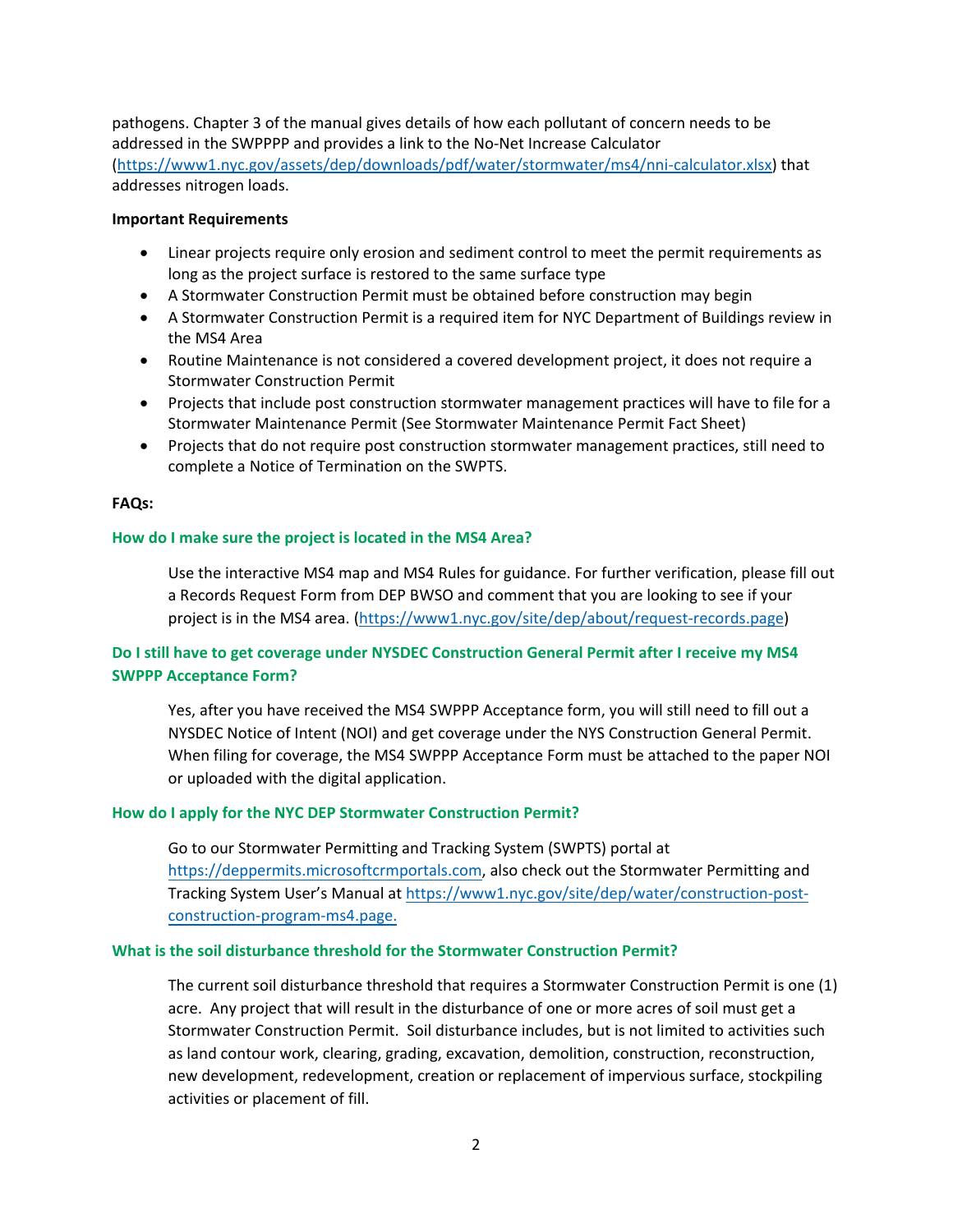pathogens. Chapter 3 of the manual gives details of how each pollutant of concern needs to be addressed in the SWPPPP and provides a link to the No-Net Increase Calculator (https://www1.nyc.gov/assets/dep/downloads/pdf/water/stormwater/ms4/nni-calculator.xlsx) that addresses nitrogen loads.

**Important Requirements**

- Linear projects require only erosion and sediment control to meet the permit requirements as long as the project surface is restored to the same surface type
- A Stormwater Construction Permit must be obtained before construction may begin
- A Stormwater Construction Permit is a required item for NYC Department of Buildings review in the MS4 Area
- Routine Maintenance is not considered a covered development project, it does not require a Stormwater Construction Permit
- Projects that include post construction stormwater management practices will have to file for a Stormwater Maintenance Permit (See Stormwater Maintenance Permit Fact Sheet)
- Projects that do not require post construction stormwater management practices, still need to complete a Notice of Termination on the SWPTS.

**FAQs:**

**How do I make sure the project is located in the MS4 Area?**

Use the interactive MS4 map and MS4 Rules for guidance. For further verification, please fill out a Records Request Form from DEP BWSO and comment that you are looking to see if your project is in the MS4 area. (https://www1.nyc.gov/site/dep/about/request-records.page)

**Do I still have to get coverage under NYSDEC Construction General Permit after I receive my MS4 SWPPP Acceptance Form?**

Yes, after you have received the MS4 SWPPP Acceptance form, you will still need to fill out a NYSDEC Notice of Intent (NOI) and get coverage under the NYS Construction General Permit. When filing for coverage, the MS4 SWPPP Acceptance Form must be attached to the paper NOI or uploaded with the digital application.

**How do I apply for the NYC DEP Stormwater Construction Permit?**

Go to our Stormwater Permitting and Tracking System (SWPTS) portal at https://deppermits.microsoftcrmportals.com, also check out the Stormwater Permitting and Tracking System User's Manual at https://www1.nyc.gov/site/dep/water/construction-post-construction-program-ms4.page.

**What is the soil disturbance threshold for the Stormwater Construction Permit?**

The current soil disturbance threshold that requires a Stormwater Construction Permit is one (1) acre. Any project that will result in the disturbance of one or more acres of soil must get a Stormwater Construction Permit. Soil disturbance includes, but is not limited to activities such as land contour work, clearing, grading, excavation, demolition, construction, reconstruction, new development, redevelopment, creation or replacement of impervious surface, stockpiling activities or placement of fill.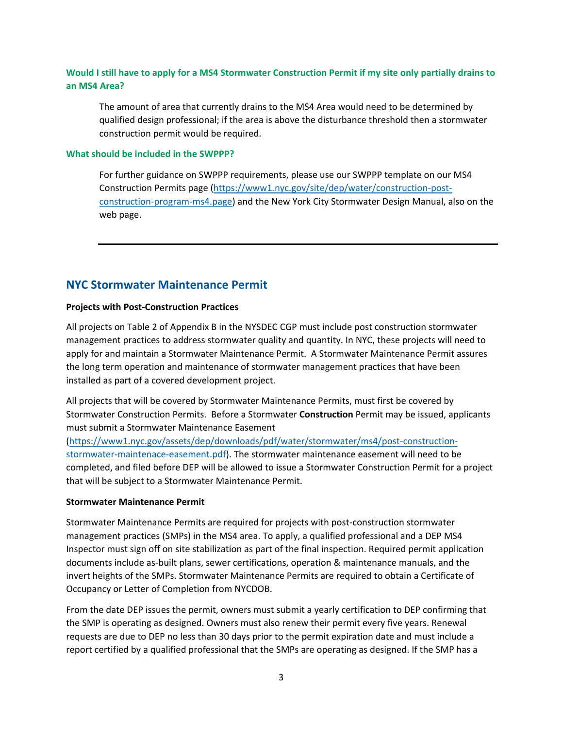**Would I still have to apply for a MS4 Stormwater Construction Permit if my site only partially drains to an MS4 Area?**

The amount of area that currently drains to the MS4 Area would need to be determined by qualified design professional; if the area is above the disturbance threshold then a stormwater construction permit would be required.

**What should be included in the SWPPP?**

For further guidance on SWPPP requirements, please use our SWPPP template on our MS4 Construction Permits page (https://www1.nyc.gov/site/dep/water/construction-post-construction-program-ms4.page) and the New York City Stormwater Design Manual, also on the web page.

---

## NYC Stormwater Maintenance Permit

**Projects with Post-Construction Practices**

All projects on Table 2 of Appendix B in the NYSDEC CGP must include post construction stormwater management practices to address stormwater quality and quantity. In NYC, these projects will need to apply for and maintain a Stormwater Maintenance Permit. A Stormwater Maintenance Permit assures the long term operation and maintenance of stormwater management practices that have been installed as part of a covered development project.

All projects that will be covered by Stormwater Maintenance Permits, must first be covered by Stormwater Construction Permits. Before a Stormwater **Construction** Permit may be issued, applicants must submit a Stormwater Maintenance Easement (https://www1.nyc.gov/assets/dep/downloads/pdf/water/stormwater/ms4/post-construction-stormwater-maintenace-easement.pdf). The stormwater maintenance easement will need to be completed, and filed before DEP will be allowed to issue a Stormwater Construction Permit for a project that will be subject to a Stormwater Maintenance Permit.

**Stormwater Maintenance Permit**

Stormwater Maintenance Permits are required for projects with post-construction stormwater management practices (SMPs) in the MS4 area. To apply, a qualified professional and a DEP MS4 Inspector must sign off on site stabilization as part of the final inspection. Required permit application documents include as-built plans, sewer certifications, operation & maintenance manuals, and the invert heights of the SMPs. Stormwater Maintenance Permits are required to obtain a Certificate of Occupancy or Letter of Completion from NYCDOB.

From the date DEP issues the permit, owners must submit a yearly certification to DEP confirming that the SMP is operating as designed. Owners must also renew their permit every five years. Renewal requests are due to DEP no less than 30 days prior to the permit expiration date and must include a report certified by a qualified professional that the SMPs are operating as designed. If the SMP has a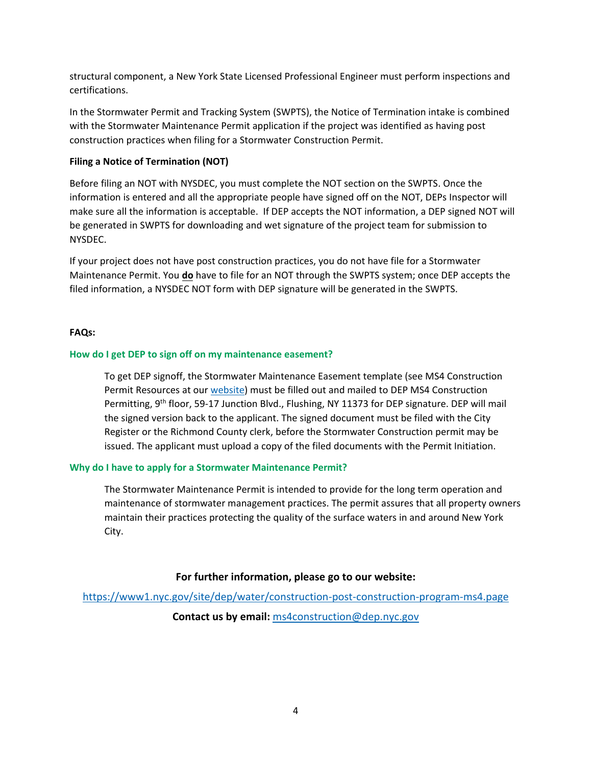structural component, a New York State Licensed Professional Engineer must perform inspections and certifications.

In the Stormwater Permit and Tracking System (SWPTS), the Notice of Termination intake is combined with the Stormwater Maintenance Permit application if the project was identified as having post construction practices when filing for a Stormwater Construction Permit.

**Filing a Notice of Termination (NOT)**

Before filing an NOT with NYSDEC, you must complete the NOT section on the SWPTS. Once the information is entered and all the appropriate people have signed off on the NOT, DEPs Inspector will make sure all the information is acceptable. If DEP accepts the NOT information, a DEP signed NOT will be generated in SWPTS for downloading and wet signature of the project team for submission to NYSDEC.

If your project does not have post construction practices, you do not have file for a Stormwater Maintenance Permit. You **do** have to file for an NOT through the SWPTS system; once DEP accepts the filed information, a NYSDEC NOT form with DEP signature will be generated in the SWPTS.

**FAQs:**

**How do I get DEP to sign off on my maintenance easement?**

To get DEP signoff, the Stormwater Maintenance Easement template (see MS4 Construction Permit Resources at our website) must be filled out and mailed to DEP MS4 Construction Permitting, 9th floor, 59-17 Junction Blvd., Flushing, NY 11373 for DEP signature. DEP will mail the signed version back to the applicant. The signed document must be filed with the City Register or the Richmond County clerk, before the Stormwater Construction permit may be issued. The applicant must upload a copy of the filed documents with the Permit Initiation.

**Why do I have to apply for a Stormwater Maintenance Permit?**

The Stormwater Maintenance Permit is intended to provide for the long term operation and maintenance of stormwater management practices. The permit assures that all property owners maintain their practices protecting the quality of the surface waters in and around New York City.

**For further information, please go to our website:**

https://www1.nyc.gov/site/dep/water/construction-post-construction-program-ms4.page

**Contact us by email:** ms4construction@dep.nyc.gov